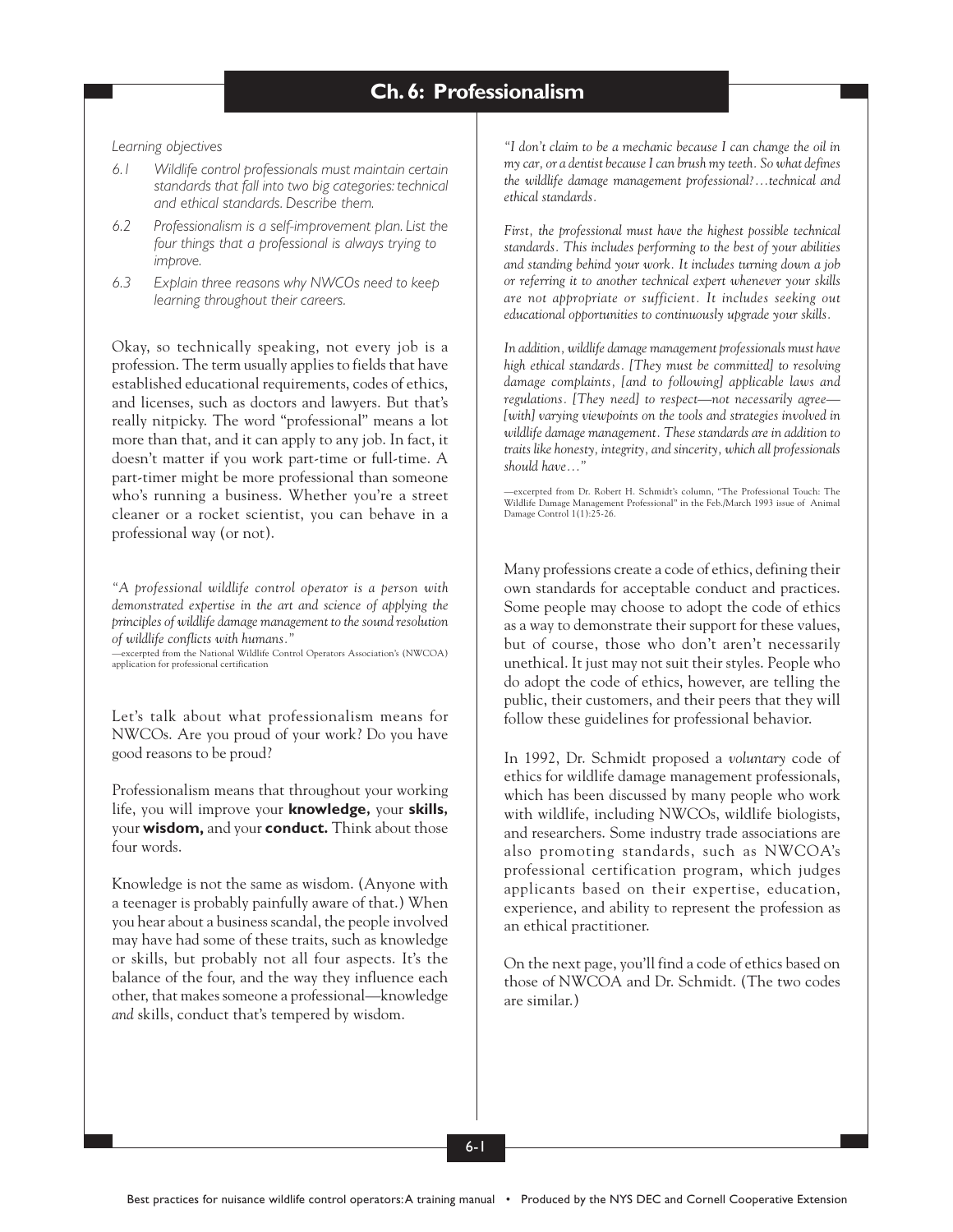# Ch. 6: Professionalism

*Learning objectives*

*6.1 Wildlife control professionals must maintain certain standards that fall into two big categories: technical and ethical standards. Describe them.*

*6.2 Professionalism is a self-improvement plan. List the four things that a professional is always trying to improve.*

*6.3 Explain three reasons why NWCOs need to keep learning throughout their careers.*

Okay, so technically speaking, not every job is a profession. The term usually applies to fields that have established educational requirements, codes of ethics, and licenses, such as doctors and lawyers. But that's really nitpicky. The word "professional" means a lot more than that, and it can apply to any job. In fact, it doesn't matter if you work part-time or full-time. A part-timer might be more professional than someone who's running a business. Whether you're a street cleaner or a rocket scientist, you can behave in a professional way (or not).

*"A professional wildlife control operator is a person with demonstrated expertise in the art and science of applying the principles of wildlife damage management to the sound resolution of wildlife conflicts with humans."*

—excerpted from the National Wildlife Control Operators Association's (NWCOA) application for professional certification

Let's talk about what professionalism means for NWCOs. Are you proud of your work? Do you have good reasons to be proud?

Professionalism means that throughout your working life, you will improve your **knowledge,** your **skills,** your **wisdom,** and your **conduct.** Think about those four words.

Knowledge is not the same as wisdom. (Anyone with a teenager is probably painfully aware of that.) When you hear about a business scandal, the people involved may have had some of these traits, such as knowledge or skills, but probably not all four aspects. It's the balance of the four, and the way they influence each other, that makes someone a professional—knowledge *and* skills, conduct that's tempered by wisdom.

*"I don't claim to be a mechanic because I can change the oil in my car, or a dentist because I can brush my teeth. So what defines the wildlife damage management professional?…technical and ethical standards.*

*First, the professional must have the highest possible technical standards. This includes performing to the best of your abilities and standing behind your work. It includes turning down a job or referring it to another technical expert whenever your skills are not appropriate or sufficient. It includes seeking out educational opportunities to continuously upgrade your skills.*

*In addition, wildlife damage management professionals must have high ethical standards. [They must be committed] to resolving damage complaints, [and to following] applicable laws and regulations. [They need] to respect—not necessarily agree—[with] varying viewpoints on the tools and strategies involved in wildlife damage management. These standards are in addition to traits like honesty, integrity, and sincerity, which all professionals should have…"*

—excerpted from Dr. Robert H. Schmidt's column, "The Professional Touch: The Wildlife Damage Management Professional" in the Feb./March 1993 issue of Animal Damage Control 1(1):25-26.

Many professions create a code of ethics, defining their own standards for acceptable conduct and practices. Some people may choose to adopt the code of ethics as a way to demonstrate their support for these values, but of course, those who don't aren't necessarily unethical. It just may not suit their styles. People who do adopt the code of ethics, however, are telling the public, their customers, and their peers that they will follow these guidelines for professional behavior.

In 1992, Dr. Schmidt proposed a *voluntary* code of ethics for wildlife damage management professionals, which has been discussed by many people who work with wildlife, including NWCOs, wildlife biologists, and researchers. Some industry trade associations are also promoting standards, such as NWCOA's professional certification program, which judges applicants based on their expertise, education, experience, and ability to represent the profession as an ethical practitioner.

On the next page, you'll find a code of ethics based on those of NWCOA and Dr. Schmidt. (The two codes are similar.)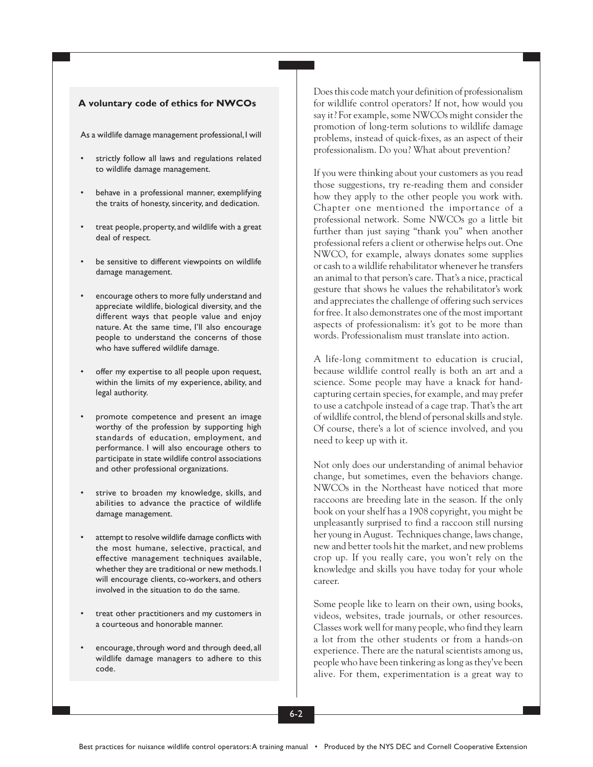### A voluntary code of ethics for NWCOs

As a wildlife damage management professional, I will

- strictly follow all laws and regulations related to wildlife damage management.
- behave in a professional manner, exemplifying the traits of honesty, sincerity, and dedication.
- treat people, property, and wildlife with a great deal of respect.
- be sensitive to different viewpoints on wildlife damage management.
- encourage others to more fully understand and appreciate wildlife, biological diversity, and the different ways that people value and enjoy nature. At the same time, I'll also encourage people to understand the concerns of those who have suffered wildlife damage.
- offer my expertise to all people upon request, within the limits of my experience, ability, and legal authority.
- promote competence and present an image worthy of the profession by supporting high standards of education, employment, and performance. I will also encourage others to participate in state wildlife control associations and other professional organizations.
- strive to broaden my knowledge, skills, and abilities to advance the practice of wildlife damage management.
- attempt to resolve wildlife damage conflicts with the most humane, selective, practical, and effective management techniques available, whether they are traditional or new methods. I will encourage clients, co-workers, and others involved in the situation to do the same.
- treat other practitioners and my customers in a courteous and honorable manner.
- encourage, through word and through deed, all wildlife damage managers to adhere to this code.

Does this code match your definition of professionalism for wildlife control operators? If not, how would you say it? For example, some NWCOs might consider the promotion of long-term solutions to wildlife damage problems, instead of quick-fixes, as an aspect of their professionalism. Do you? What about prevention?

If you were thinking about your customers as you read those suggestions, try re-reading them and consider how they apply to the other people you work with. Chapter one mentioned the importance of a professional network. Some NWCOs go a little bit further than just saying "thank you" when another professional refers a client or otherwise helps out. One NWCO, for example, always donates some supplies or cash to a wildlife rehabilitator whenever he transfers an animal to that person's care. That's a nice, practical gesture that shows he values the rehabilitator's work and appreciates the challenge of offering such services for free. It also demonstrates one of the most important aspects of professionalism: it's got to be more than words. Professionalism must translate into action.

A life-long commitment to education is crucial, because wildlife control really is both an art and a science. Some people may have a knack for hand-capturing certain species, for example, and may prefer to use a catchpole instead of a cage trap. That's the art of wildlife control, the blend of personal skills and style. Of course, there's a lot of science involved, and you need to keep up with it.

Not only does our understanding of animal behavior change, but sometimes, even the behaviors change. NWCOs in the Northeast have noticed that more raccoons are breeding late in the season. If the only book on your shelf has a 1908 copyright, you might be unpleasantly surprised to find a raccoon still nursing her young in August. Techniques change, laws change, new and better tools hit the market, and new problems crop up. If you really care, you won't rely on the knowledge and skills you have today for your whole career.

Some people like to learn on their own, using books, videos, websites, trade journals, or other resources. Classes work well for many people, who find they learn a lot from the other students or from a hands-on experience. There are the natural scientists among us, people who have been tinkering as long as they've been alive. For them, experimentation is a great way to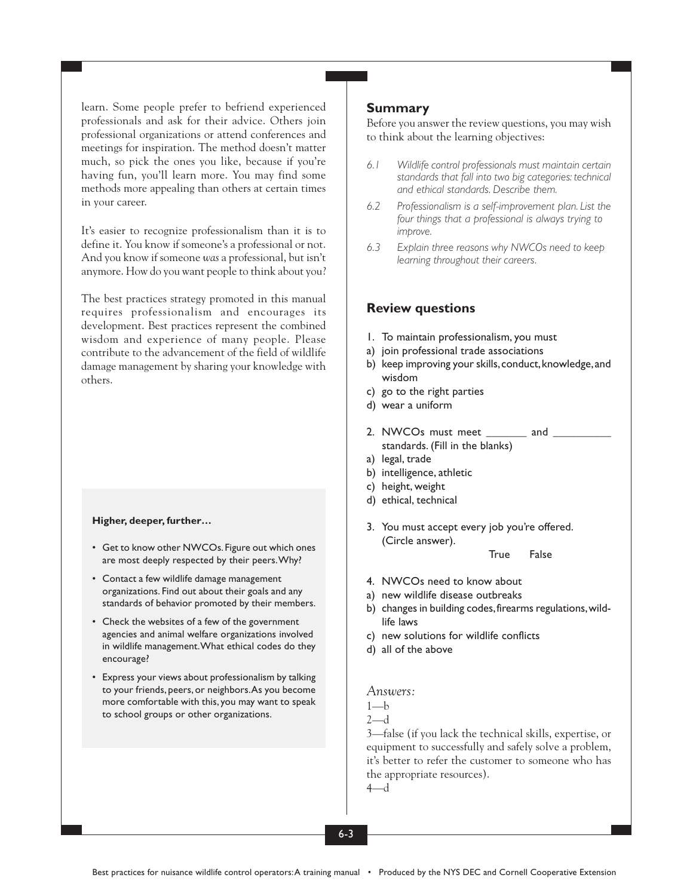learn. Some people prefer to befriend experienced professionals and ask for their advice. Others join professional organizations or attend conferences and meetings for inspiration. The method doesn't matter much, so pick the ones you like, because if you're having fun, you'll learn more. You may find some methods more appealing than others at certain times in your career.

It's easier to recognize professionalism than it is to define it. You know if someone's a professional or not. And you know if someone *was* a professional, but isn't anymore. How do you want people to think about you?

The best practices strategy promoted in this manual requires professionalism and encourages its development. Best practices represent the combined wisdom and experience of many people. Please contribute to the advancement of the field of wildlife damage management by sharing your knowledge with others.

**Higher, deeper, further…**

- Get to know other NWCOs. Figure out which ones are most deeply respected by their peers. Why?
- Contact a few wildlife damage management organizations. Find out about their goals and any standards of behavior promoted by their members.
- Check the websites of a few of the government agencies and animal welfare organizations involved in wildlife management. What ethical codes do they encourage?
- Express your views about professionalism by talking to your friends, peers, or neighbors. As you become more comfortable with this, you may want to speak to school groups or other organizations.

## Summary

Before you answer the review questions, you may wish to think about the learning objectives:

*6.1 Wildlife control professionals must maintain certain standards that fall into two big categories: technical and ethical standards. Describe them.*

*6.2 Professionalism is a self-improvement plan. List the four things that a professional is always trying to improve.*

*6.3 Explain three reasons why NWCOs need to keep learning throughout their careers.*

## Review questions

1. To maintain professionalism, you must
   a) join professional trade associations
   b) keep improving your skills, conduct, knowledge, and wisdom
   c) go to the right parties
   d) wear a uniform

2. NWCOs must meet _______ and __________ standards. (Fill in the blanks)
   a) legal, trade
   b) intelligence, athletic
   c) height, weight
   d) ethical, technical

3. You must accept every job you're offered. (Circle answer).

   True False

4. NWCOs need to know about
   a) new wildlife disease outbreaks
   b) changes in building codes, firearms regulations, wildlife laws
   c) new solutions for wildlife conflicts
   d) all of the above

*Answers:*

1—b

2—d

3—false (if you lack the technical skills, expertise, or equipment to successfully and safely solve a problem, it's better to refer the customer to someone who has the appropriate resources).

4—d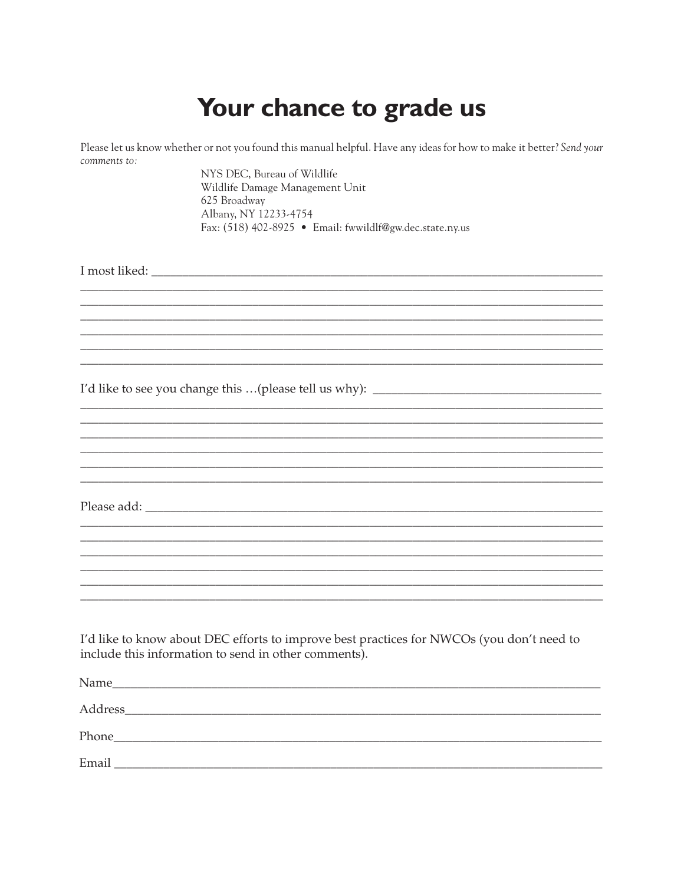# Your chance to grade us

Please let us know whether or not you found this manual helpful. Have any ideas for how to make it better? *Send your comments to:*

NYS DEC, Bureau of Wildlife  
Wildlife Damage Management Unit  
625 Broadway  
Albany, NY 12233-4754  
Fax: (518) 402-8925 • Email: fwwildlf@gw.dec.state.ny.us

I most liked: ______________________________________________________________________

______________________________________________________________________

______________________________________________________________________

______________________________________________________________________

______________________________________________________________________

______________________________________________________________________

I'd like to see you change this …(please tell us why): ______________________________

______________________________________________________________________

______________________________________________________________________

______________________________________________________________________

______________________________________________________________________

______________________________________________________________________

Please add: ______________________________________________________________________

______________________________________________________________________

______________________________________________________________________

______________________________________________________________________

______________________________________________________________________

______________________________________________________________________

I'd like to know about DEC efforts to improve best practices for NWCOs (you don't need to include this information to send in other comments).

Name______________________________________________________________________

Address______________________________________________________________________

Phone______________________________________________________________________

Email ______________________________________________________________________